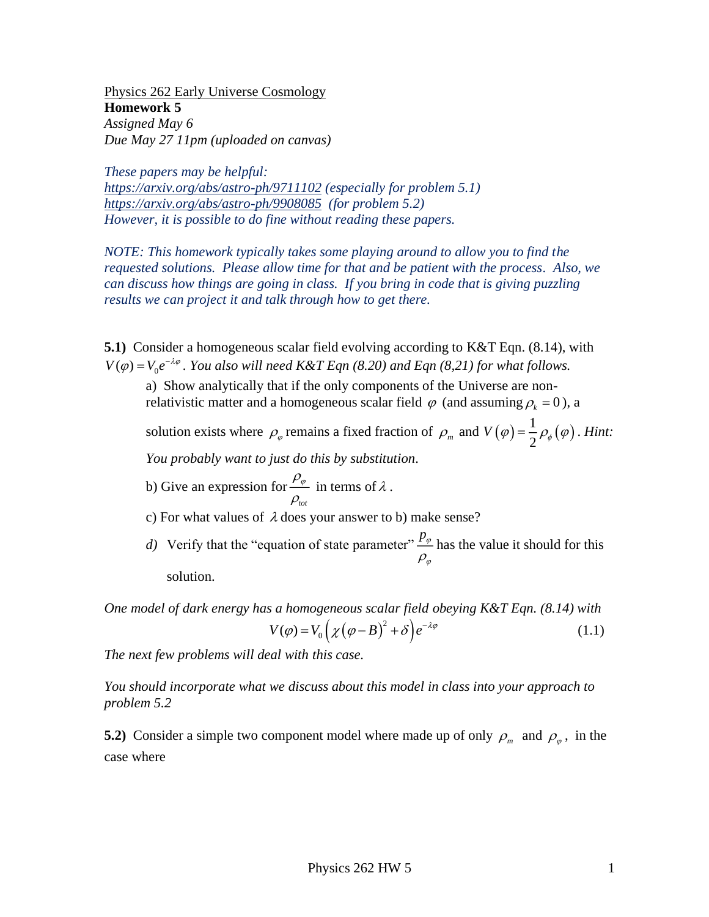Physics 262 Early Universe Cosmology
**Homework 5**
*Assigned May 6*
*Due May 27 11pm (uploaded on canvas)*

*These papers may be helpful:*
*https://arxiv.org/abs/astro-ph/9711102 (especially for problem 5.1)*
*https://arxiv.org/abs/astro-ph/9908085 (for problem 5.2)*
*However, it is possible to do fine without reading these papers.*

*NOTE: This homework typically takes some playing around to allow you to find the requested solutions. Please allow time for that and be patient with the process. Also, we can discuss how things are going in class. If you bring in code that is giving puzzling results we can project it and talk through how to get there.*

**5.1)** Consider a homogeneous scalar field evolving according to K&T Eqn. (8.14), with $V(\varphi) = V_0 e^{-\lambda\varphi}$. *You also will need K&T Eqn (8.20) and Eqn (8,21) for what follows.*

a) Show analytically that if the only components of the Universe are non-relativistic matter and a homogeneous scalar field $\varphi$ (and assuming $\rho_k = 0$), a solution exists where $\rho_\varphi$ remains a fixed fraction of $\rho_m$ and $V(\varphi) = \frac{1}{2}\rho_\phi(\varphi)$. *Hint: You probably want to just do this by substitution*.

b) Give an expression for $\frac{\rho_\varphi}{\rho_{tot}}$ in terms of $\lambda$.

c) For what values of $\lambda$ does your answer to b) make sense?

*d)* Verify that the "equation of state parameter" $\frac{p_\varphi}{\rho_\varphi}$ has the value it should for this solution.

*One model of dark energy has a homogeneous scalar field obeying K&T Eqn. (8.14) with*

$$V(\varphi) = V_0\left(\chi(\varphi - B)^2 + \delta\right)e^{-\lambda\varphi} \tag{1.1}$$

*The next few problems will deal with this case.*

*You should incorporate what we discuss about this model in class into your approach to problem 5.2*

**5.2)** Consider a simple two component model where made up of only $\rho_m$ and $\rho_\varphi$, in the case where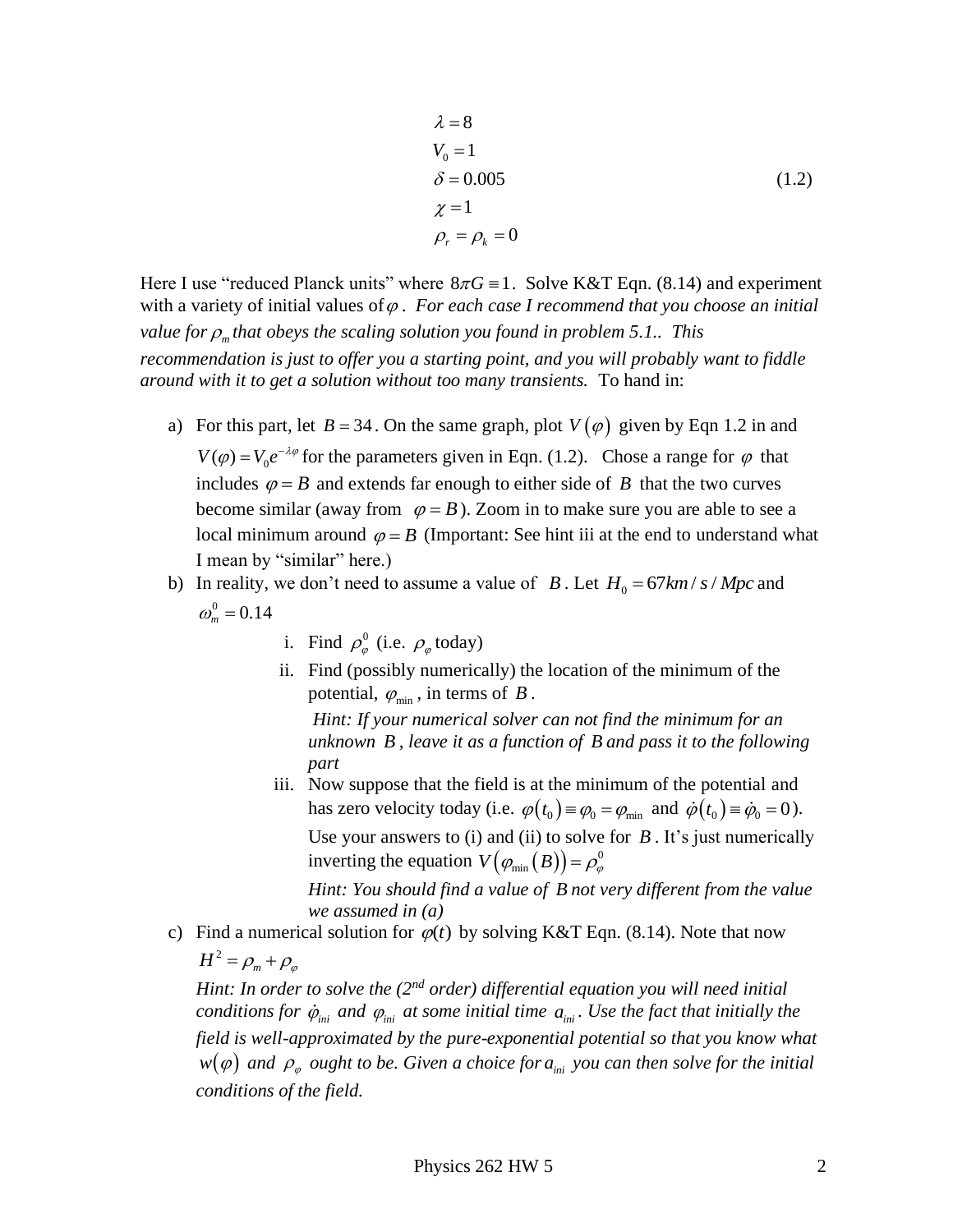$$
\begin{aligned}
\lambda &= 8 \\
V_0 &= 1 \\
\delta &= 0.005 \\
\chi &= 1 \\
\rho_r &= \rho_k = 0
\end{aligned}
\tag{1.2}
$$

Here I use "reduced Planck units" where $8\pi G \equiv 1$. Solve K&T Eqn. (8.14) and experiment with a variety of initial values of $\varphi$. *For each case I recommend that you choose an initial value for $\rho_m$ that obeys the scaling solution you found in problem 5.1.. This recommendation is just to offer you a starting point, and you will probably want to fiddle around with it to get a solution without too many transients.* To hand in:

a) For this part, let $B = 34$. On the same graph, plot $V(\varphi)$ given by Eqn 1.2 in and $V(\varphi) = V_0 e^{-\lambda\varphi}$ for the parameters given in Eqn. (1.2). Chose a range for $\varphi$ that includes $\varphi = B$ and extends far enough to either side of $B$ that the two curves become similar (away from $\varphi = B$). Zoom in to make sure you are able to see a local minimum around $\varphi = B$ (Important: See hint iii at the end to understand what I mean by "similar" here.)

b) In reality, we don't need to assume a value of $B$. Let $H_0 = 67 km/s/Mpc$ and $\omega_m^0 = 0.14$

   i. Find $\rho_\varphi^0$ (i.e. $\rho_\varphi$ today)

   ii. Find (possibly numerically) the location of the minimum of the potential, $\varphi_{\min}$, in terms of $B$.

   *Hint: If your numerical solver can not find the minimum for an unknown $B$, leave it as a function of $B$ and pass it to the following part*

   iii. Now suppose that the field is at the minimum of the potential and has zero velocity today (i.e. $\varphi(t_0) \equiv \varphi_0 = \varphi_{\min}$ and $\dot{\varphi}(t_0) \equiv \dot{\varphi}_0 = 0$). Use your answers to (i) and (ii) to solve for $B$. It's just numerically inverting the equation $V(\varphi_{\min}(B)) = \rho_\varphi^0$

   *Hint: You should find a value of $B$ not very different from the value we assumed in (a)*

c) Find a numerical solution for $\varphi(t)$ by solving K&T Eqn. (8.14). Note that now $H^2 = \rho_m + \rho_\varphi$

   *Hint: In order to solve the (2nd order) differential equation you will need initial conditions for $\dot{\varphi}_{ini}$ and $\varphi_{ini}$ at some initial time $a_{ini}$. Use the fact that initially the field is well-approximated by the pure-exponential potential so that you know what $w(\varphi)$ and $\rho_\varphi$ ought to be. Given a choice for $a_{ini}$ you can then solve for the initial conditions of the field.*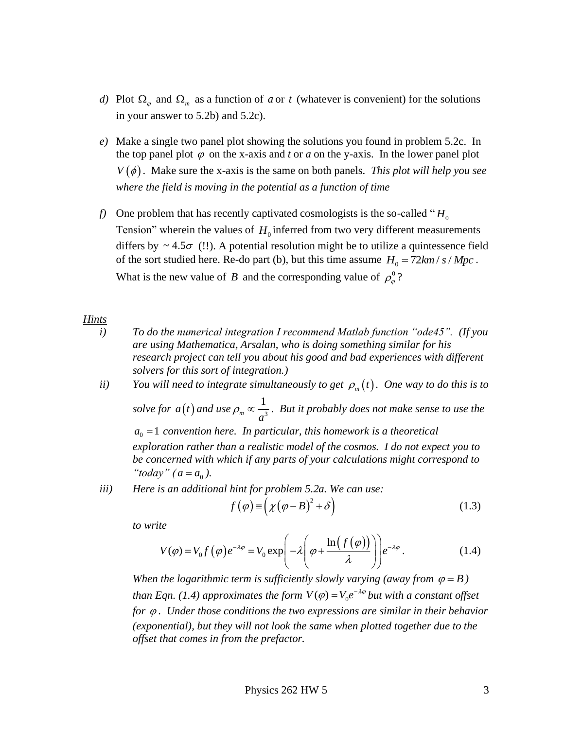*d)* Plot $\Omega_\varphi$ and $\Omega_m$ as a function of $a$ or $t$ (whatever is convenient) for the solutions in your answer to 5.2b) and 5.2c).

*e)* Make a single two panel plot showing the solutions you found in problem 5.2c. In the top panel plot $\varphi$ on the x-axis and *t* or *a* on the y-axis. In the lower panel plot $V(\phi)$. Make sure the x-axis is the same on both panels. *This plot will help you see where the field is moving in the potential as a function of time*

*f)* One problem that has recently captivated cosmologists is the so-called "$H_0$ Tension" wherein the values of $H_0$ inferred from two very different measurements differs by $\sim 4.5\sigma$ (!!). A potential resolution might be to utilize a quintessence field of the sort studied here. Re-do part (b), but this time assume $H_0 = 72 km/s/Mpc$. What is the new value of $B$ and the corresponding value of $\rho_\varphi^0$?

<u>*Hints*</u>

*i)* *To do the numerical integration I recommend Matlab function "ode45". (If you are using Mathematica, Arsalan, who is doing something similar for his research project can tell you about his good and bad experiences with different solvers for this sort of integration.)*

*ii)* *You will need to integrate simultaneously to get $\rho_m(t)$. One way to do this is to solve for $a(t)$ and use $\rho_m \propto \frac{1}{a^3}$. But it probably does not make sense to use the $a_0 = 1$ convention here. In particular, this homework is a theoretical exploration rather than a realistic model of the cosmos. I do not expect you to be concerned with which if any parts of your calculations might correspond to "today" ($a = a_0$).*

*iii)* *Here is an additional hint for problem 5.2a. We can use:*

$$f(\varphi) \equiv \left(\chi(\varphi - B)^2 + \delta\right) \tag{1.3}$$

*to write*

$$V(\varphi) = V_0 f(\varphi) e^{-\lambda\varphi} = V_0 \exp\left(-\lambda\left(\varphi + \frac{\ln\left(f(\varphi)\right)}{\lambda}\right)\right) e^{-\lambda\varphi}. \tag{1.4}$$

*When the logarithmic term is sufficiently slowly varying (away from $\varphi = B$) than Eqn. (1.4) approximates the form $V(\varphi) = V_0 e^{-\lambda\varphi}$ but with a constant offset for $\varphi$. Under those conditions the two expressions are similar in their behavior (exponential), but they will not look the same when plotted together due to the offset that comes in from the prefactor.*